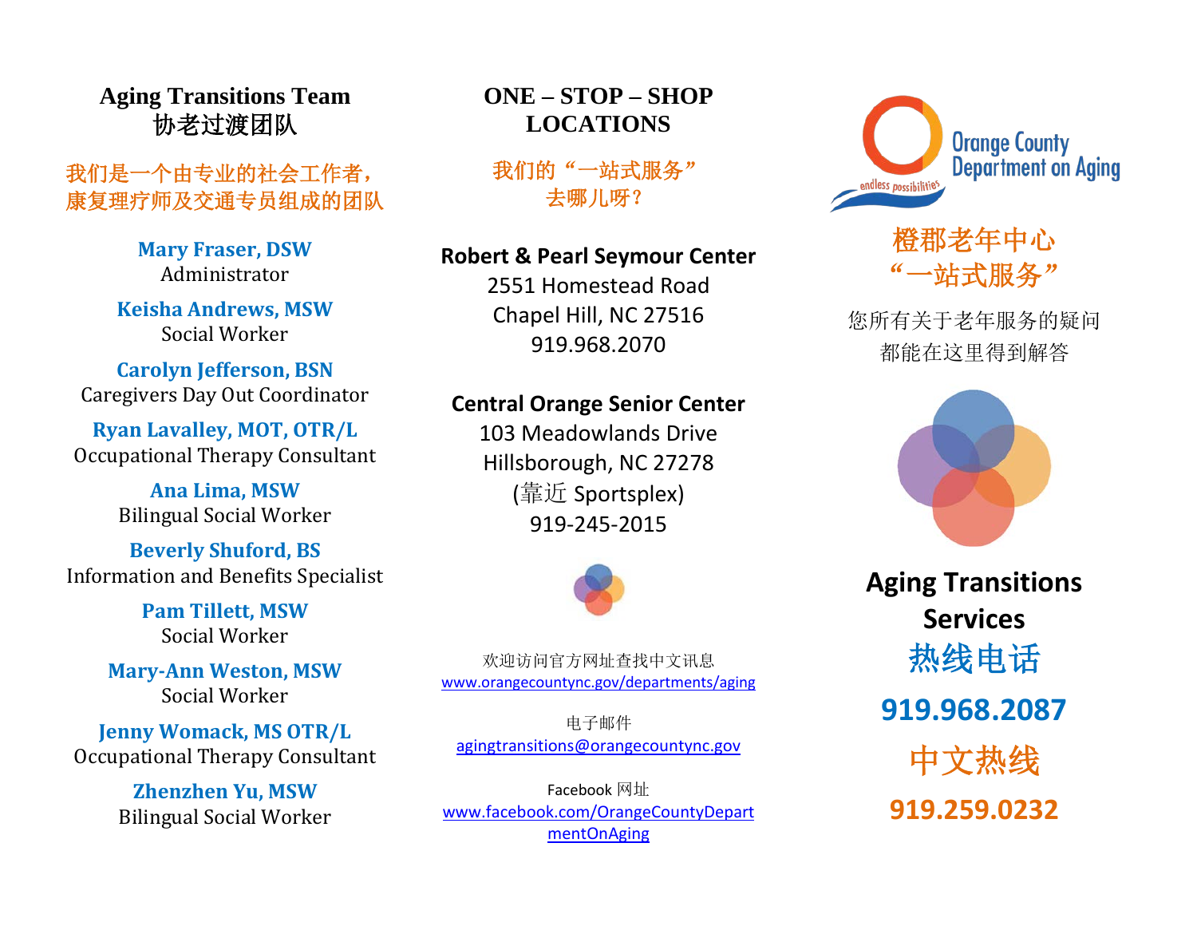## Aging Transitions Team
## 协老过渡团队

我们是一个由专业的社会工作者，康复理疗师及交通专员组成的团队

**Mary Fraser, DSW**
Administrator

**Keisha Andrews, MSW**
Social Worker

**Carolyn Jefferson, BSN**
Caregivers Day Out Coordinator

**Ryan Lavalley, MOT, OTR/L**
Occupational Therapy Consultant

**Ana Lima, MSW**
Bilingual Social Worker

**Beverly Shuford, BS**
Information and Benefits Specialist

**Pam Tillett, MSW**
Social Worker

**Mary-Ann Weston, MSW**
Social Worker

**Jenny Womack, MS OTR/L**
Occupational Therapy Consultant

**Zhenzhen Yu, MSW**
Bilingual Social Worker

## ONE – STOP – SHOP LOCATIONS

我们的“一站式服务”去哪儿呀？

**Robert & Pearl Seymour Center**
2551 Homestead Road
Chapel Hill, NC 27516
919.968.2070

**Central Orange Senior Center**
103 Meadowlands Drive
Hillsborough, NC 27278
(靠近 Sportsplex)
919-245-2015

欢迎访问官方网址查找中文讯息
www.orangecountync.gov/departments/aging

电子邮件
agingtransitions@orangecountync.gov

Facebook 网址
www.facebook.com/OrangeCountyDepartmentOnAging

Orange County Department on Aging
endless possibilities

## 橙郡老年中心“一站式服务”

您所有关于老年服务的疑问都能在这里得到解答

## Aging Transitions Services

**热线电话**

**919.968.2087**

**中文热线**

**919.259.0232**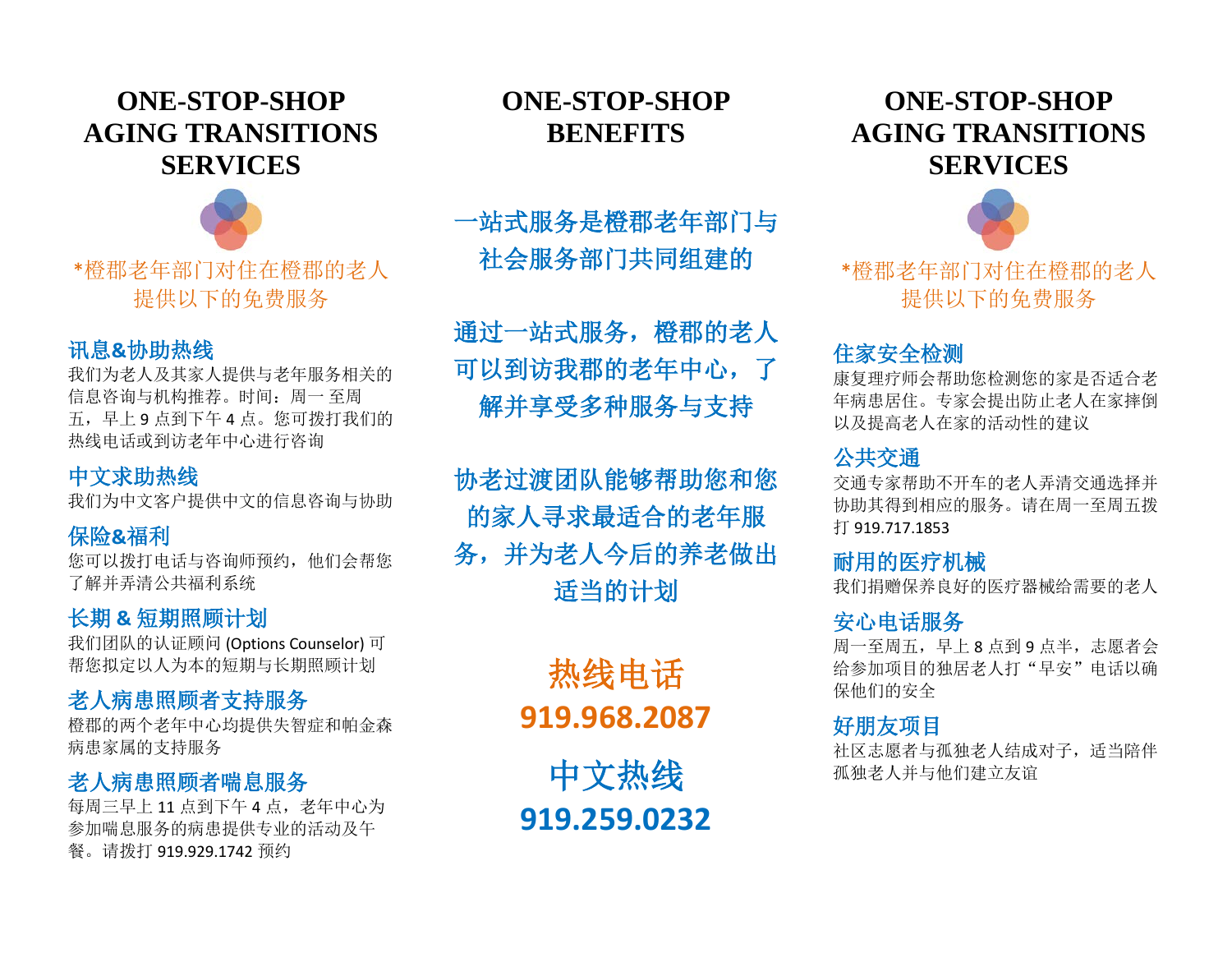# ONE-STOP-SHOP AGING TRANSITIONS SERVICES

*橙郡老年部门对住在橙郡的老人提供以下的免费服务

### 讯息&协助热线

我们为老人及其家人提供与老年服务相关的信息咨询与机构推荐。时间：周一至周五，早上 9 点到下午 4 点。您可拨打我们的热线电话或到访老年中心进行咨询

### 中文求助热线

我们为中文客户提供中文的信息咨询与协助

### 保险&福利

您可以拨打电话与咨询师预约，他们会帮您了解并弄清公共福利系统

### 长期 & 短期照顾计划

我们团队的认证顾问 (Options Counselor) 可帮您拟定以人为本的短期与长期照顾计划

### 老人病患照顾者支持服务

橙郡的两个老年中心均提供失智症和帕金森病患家属的支持服务

### 老人病患照顾者喘息服务

每周三早上 11 点到下午 4 点，老年中心为参加喘息服务的病患提供专业的活动及午餐。请拨打 919.929.1742 预约

# ONE-STOP-SHOP BENEFITS

一站式服务是橙郡老年部门与社会服务部门共同组建的

通过一站式服务，橙郡的老人可以到访我郡的老年中心，了解并享受多种服务与支持

协老过渡团队能够帮助您和您的家人寻求最适合的老年服务，并为老人今后的养老做出适当的计划

**热线电话**
**919.968.2087**

**中文热线**
**919.259.0232**

# ONE-STOP-SHOP AGING TRANSITIONS SERVICES

*橙郡老年部门对住在橙郡的老人提供以下的免费服务

### 住家安全检测

康复理疗师会帮助您检测您的家是否适合老年病患居住。专家会提出防止老人在家摔倒以及提高老人在家的活动性的建议

### 公共交通

交通专家帮助不开车的老人弄清交通选择并协助其得到相应的服务。请在周一至周五拨打 919.717.1853

### 耐用的医疗机械

我们捐赠保养良好的医疗器械给需要的老人

### 安心电话服务

周一至周五，早上 8 点到 9 点半，志愿者会给参加项目的独居老人打"早安"电话以确保他们的安全

### 好朋友项目

社区志愿者与孤独老人结成对子，适当陪伴孤独老人并与他们建立友谊